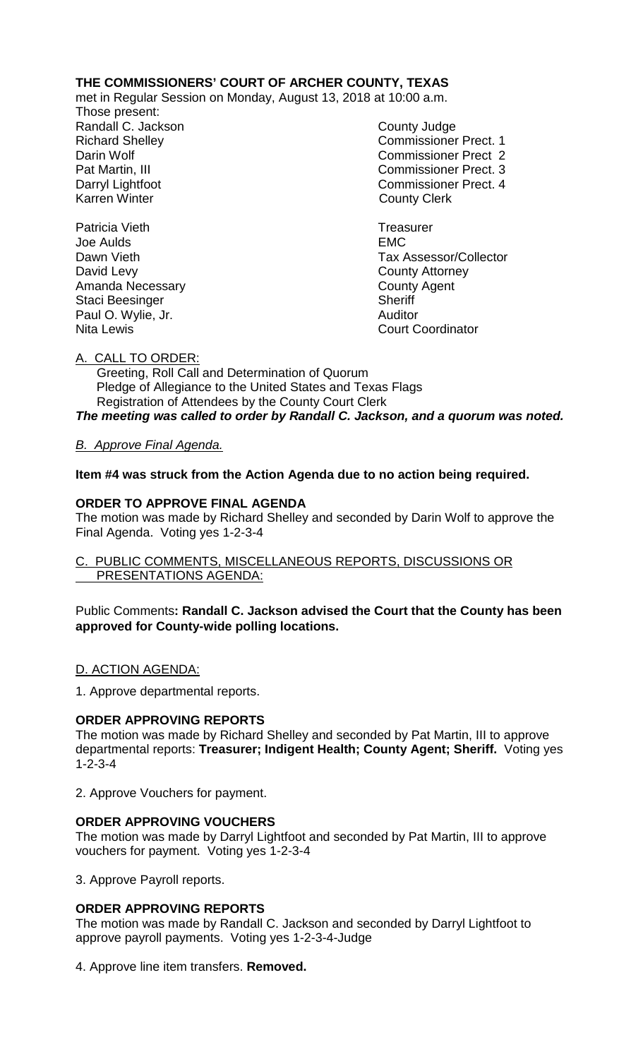**THE COMMISSIONERS' COURT OF ARCHER COUNTY, TEXAS**

met in Regular Session on Monday, August 13, 2018 at 10:00 a.m.

Those present:

| | |
|---|---|
| Randall C. Jackson | County Judge |
| Richard Shelley | Commissioner Prect. 1 |
| Darin Wolf | Commissioner Prect 2 |
| Pat Martin, III | Commissioner Prect. 3 |
| Darryl Lightfoot | Commissioner Prect. 4 |
| Karren Winter | County Clerk |
| | |
| Patricia Vieth | Treasurer |
| Joe Aulds | EMC |
| Dawn Vieth | Tax Assessor/Collector |
| David Levy | County Attorney |
| Amanda Necessary | County Agent |
| Staci Beesinger | Sheriff |
| Paul O. Wylie, Jr. | Auditor |
| Nita Lewis | Court Coordinator |

A. CALL TO ORDER:

Greeting, Roll Call and Determination of Quorum
Pledge of Allegiance to the United States and Texas Flags
Registration of Attendees by the County Court Clerk

***The meeting was called to order by Randall C. Jackson, and a quorum was noted.***

*B. Approve Final Agenda.*

**Item #4 was struck from the Action Agenda due to no action being required.**

**ORDER TO APPROVE FINAL AGENDA**

The motion was made by Richard Shelley and seconded by Darin Wolf to approve the Final Agenda. Voting yes 1-2-3-4

C. PUBLIC COMMENTS, MISCELLANEOUS REPORTS, DISCUSSIONS OR PRESENTATIONS AGENDA:

Public Comments**: Randall C. Jackson advised the Court that the County has been approved for County-wide polling locations.**

D. ACTION AGENDA:

1. Approve departmental reports.

**ORDER APPROVING REPORTS**

The motion was made by Richard Shelley and seconded by Pat Martin, III to approve departmental reports: **Treasurer; Indigent Health; County Agent; Sheriff.** Voting yes 1-2-3-4

2. Approve Vouchers for payment.

**ORDER APPROVING VOUCHERS**

The motion was made by Darryl Lightfoot and seconded by Pat Martin, III to approve vouchers for payment. Voting yes 1-2-3-4

3. Approve Payroll reports.

**ORDER APPROVING REPORTS**

The motion was made by Randall C. Jackson and seconded by Darryl Lightfoot to approve payroll payments. Voting yes 1-2-3-4-Judge

4. Approve line item transfers. **Removed.**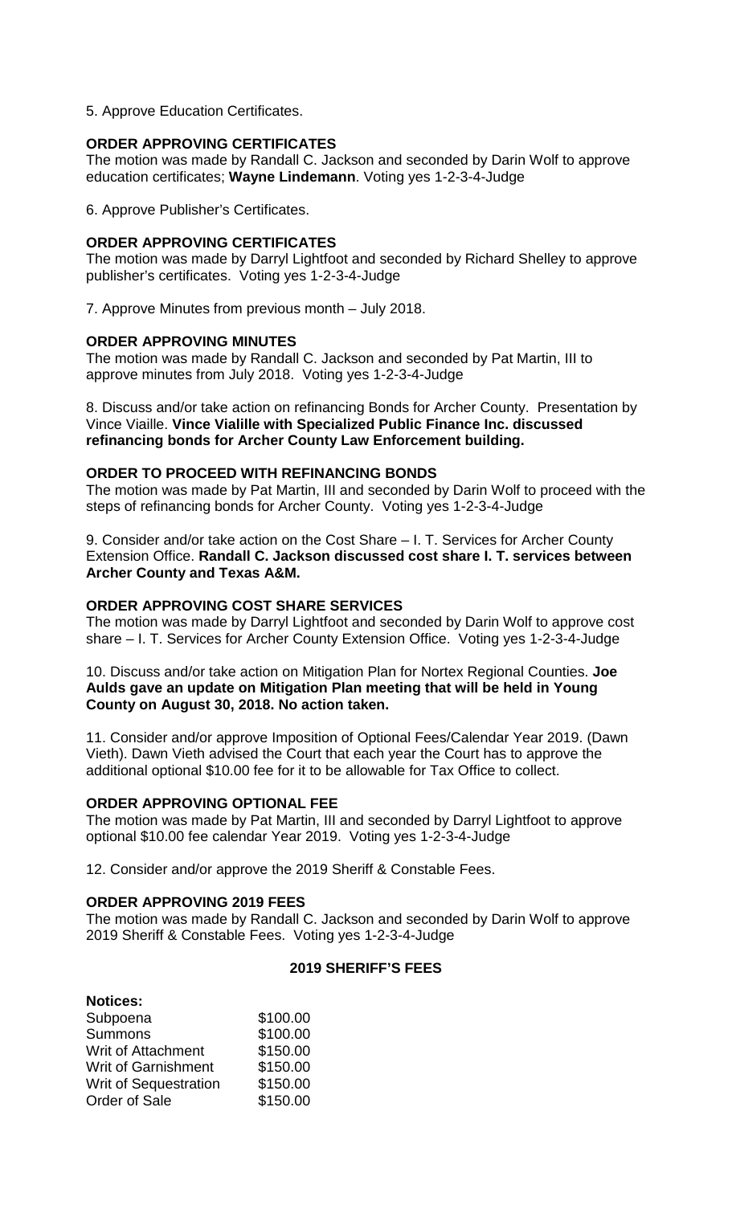5. Approve Education Certificates.

**ORDER APPROVING CERTIFICATES**

The motion was made by Randall C. Jackson and seconded by Darin Wolf to approve education certificates; **Wayne Lindemann**. Voting yes 1-2-3-4-Judge

6. Approve Publisher's Certificates.

**ORDER APPROVING CERTIFICATES**

The motion was made by Darryl Lightfoot and seconded by Richard Shelley to approve publisher's certificates. Voting yes 1-2-3-4-Judge

7. Approve Minutes from previous month – July 2018.

**ORDER APPROVING MINUTES**

The motion was made by Randall C. Jackson and seconded by Pat Martin, III to approve minutes from July 2018. Voting yes 1-2-3-4-Judge

8. Discuss and/or take action on refinancing Bonds for Archer County. Presentation by Vince Viaille. **Vince Vialille with Specialized Public Finance Inc. discussed refinancing bonds for Archer County Law Enforcement building.**

**ORDER TO PROCEED WITH REFINANCING BONDS**

The motion was made by Pat Martin, III and seconded by Darin Wolf to proceed with the steps of refinancing bonds for Archer County. Voting yes 1-2-3-4-Judge

9. Consider and/or take action on the Cost Share – I. T. Services for Archer County Extension Office. **Randall C. Jackson discussed cost share I. T. services between Archer County and Texas A&M.**

**ORDER APPROVING COST SHARE SERVICES**

The motion was made by Darryl Lightfoot and seconded by Darin Wolf to approve cost share – I. T. Services for Archer County Extension Office. Voting yes 1-2-3-4-Judge

10. Discuss and/or take action on Mitigation Plan for Nortex Regional Counties. **Joe Aulds gave an update on Mitigation Plan meeting that will be held in Young County on August 30, 2018. No action taken.**

11. Consider and/or approve Imposition of Optional Fees/Calendar Year 2019. (Dawn Vieth). Dawn Vieth advised the Court that each year the Court has to approve the additional optional $10.00 fee for it to be allowable for Tax Office to collect.

**ORDER APPROVING OPTIONAL FEE**

The motion was made by Pat Martin, III and seconded by Darryl Lightfoot to approve optional $10.00 fee calendar Year 2019. Voting yes 1-2-3-4-Judge

12. Consider and/or approve the 2019 Sheriff & Constable Fees.

**ORDER APPROVING 2019 FEES**

The motion was made by Randall C. Jackson and seconded by Darin Wolf to approve 2019 Sheriff & Constable Fees. Voting yes 1-2-3-4-Judge

**2019 SHERIFF'S FEES**

**Notices:**

| | |
|---|---|
| Subpoena | $100.00 |
| Summons | $100.00 |
| Writ of Attachment | $150.00 |
| Writ of Garnishment | $150.00 |
| Writ of Sequestration | $150.00 |
| Order of Sale | $150.00 |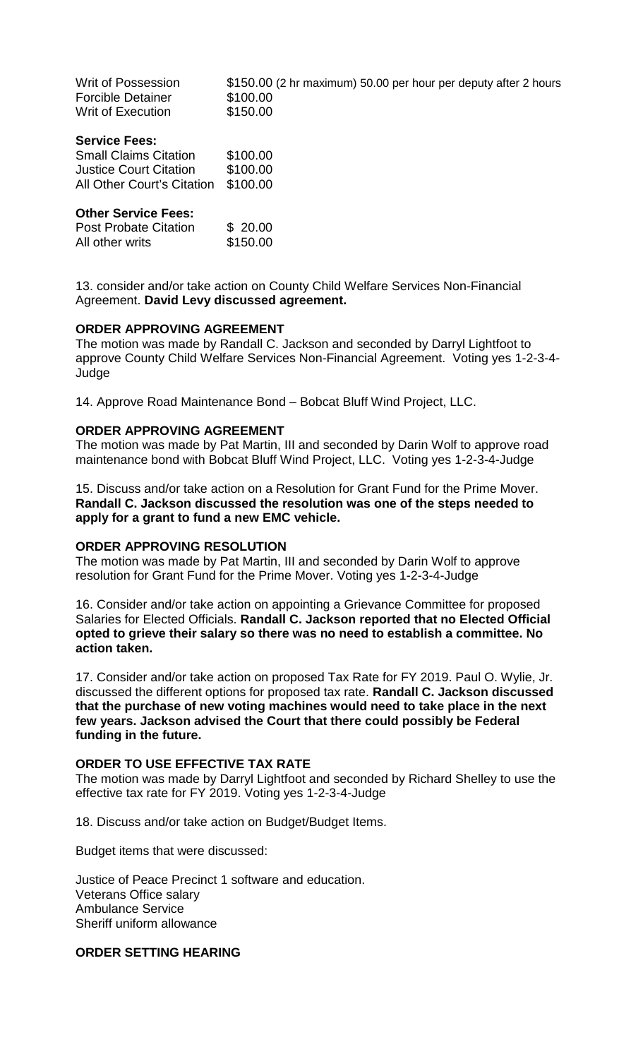| | |
|---|---|
| Writ of Possession | $150.00 (2 hr maximum) 50.00 per hour per deputy after 2 hours |
| Forcible Detainer | $100.00 |
| Writ of Execution | $150.00 |

**Service Fees:**

| | |
|---|---|
| Small Claims Citation | $100.00 |
| Justice Court Citation | $100.00 |
| All Other Court's Citation | $100.00 |

**Other Service Fees:**

| | |
|---|---|
| Post Probate Citation | $ 20.00 |
| All other writs | $150.00 |

13. consider and/or take action on County Child Welfare Services Non-Financial Agreement. **David Levy discussed agreement.**

**ORDER APPROVING AGREEMENT**

The motion was made by Randall C. Jackson and seconded by Darryl Lightfoot to approve County Child Welfare Services Non-Financial Agreement. Voting yes 1-2-3-4-Judge

14. Approve Road Maintenance Bond – Bobcat Bluff Wind Project, LLC.

**ORDER APPROVING AGREEMENT**

The motion was made by Pat Martin, III and seconded by Darin Wolf to approve road maintenance bond with Bobcat Bluff Wind Project, LLC. Voting yes 1-2-3-4-Judge

15. Discuss and/or take action on a Resolution for Grant Fund for the Prime Mover. **Randall C. Jackson discussed the resolution was one of the steps needed to apply for a grant to fund a new EMC vehicle.**

**ORDER APPROVING RESOLUTION**

The motion was made by Pat Martin, III and seconded by Darin Wolf to approve resolution for Grant Fund for the Prime Mover. Voting yes 1-2-3-4-Judge

16. Consider and/or take action on appointing a Grievance Committee for proposed Salaries for Elected Officials. **Randall C. Jackson reported that no Elected Official opted to grieve their salary so there was no need to establish a committee. No action taken.**

17. Consider and/or take action on proposed Tax Rate for FY 2019. Paul O. Wylie, Jr. discussed the different options for proposed tax rate. **Randall C. Jackson discussed that the purchase of new voting machines would need to take place in the next few years. Jackson advised the Court that there could possibly be Federal funding in the future.**

**ORDER TO USE EFFECTIVE TAX RATE**

The motion was made by Darryl Lightfoot and seconded by Richard Shelley to use the effective tax rate for FY 2019. Voting yes 1-2-3-4-Judge

18. Discuss and/or take action on Budget/Budget Items.

Budget items that were discussed:

Justice of Peace Precinct 1 software and education.
Veterans Office salary
Ambulance Service
Sheriff uniform allowance

**ORDER SETTING HEARING**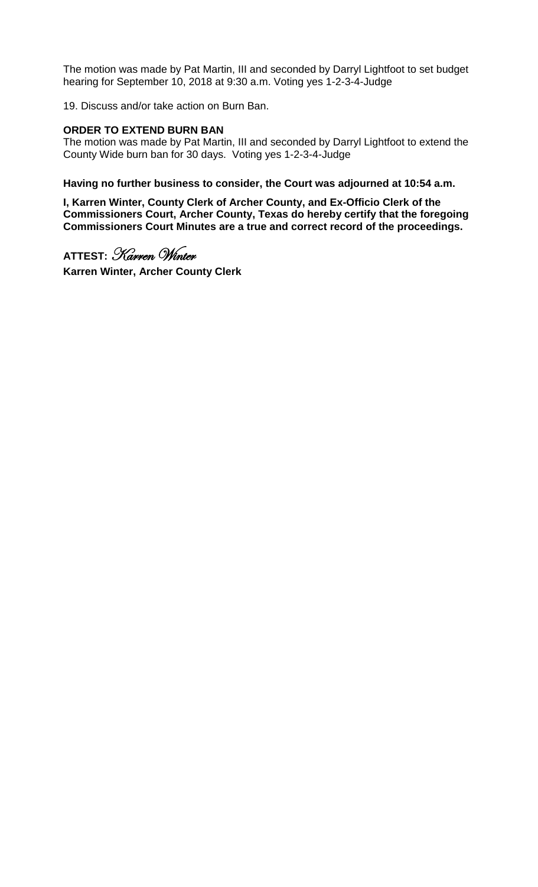The motion was made by Pat Martin, III and seconded by Darryl Lightfoot to set budget hearing for September 10, 2018 at 9:30 a.m. Voting yes 1-2-3-4-Judge

19. Discuss and/or take action on Burn Ban.

**ORDER TO EXTEND BURN BAN**

The motion was made by Pat Martin, III and seconded by Darryl Lightfoot to extend the County Wide burn ban for 30 days. Voting yes 1-2-3-4-Judge

**Having no further business to consider, the Court was adjourned at 10:54 a.m.**

**I, Karren Winter, County Clerk of Archer County, and Ex-Officio Clerk of the Commissioners Court, Archer County, Texas do hereby certify that the foregoing Commissioners Court Minutes are a true and correct record of the proceedings.**

**ATTEST:** *Karren Winter*

**Karren Winter, Archer County Clerk**